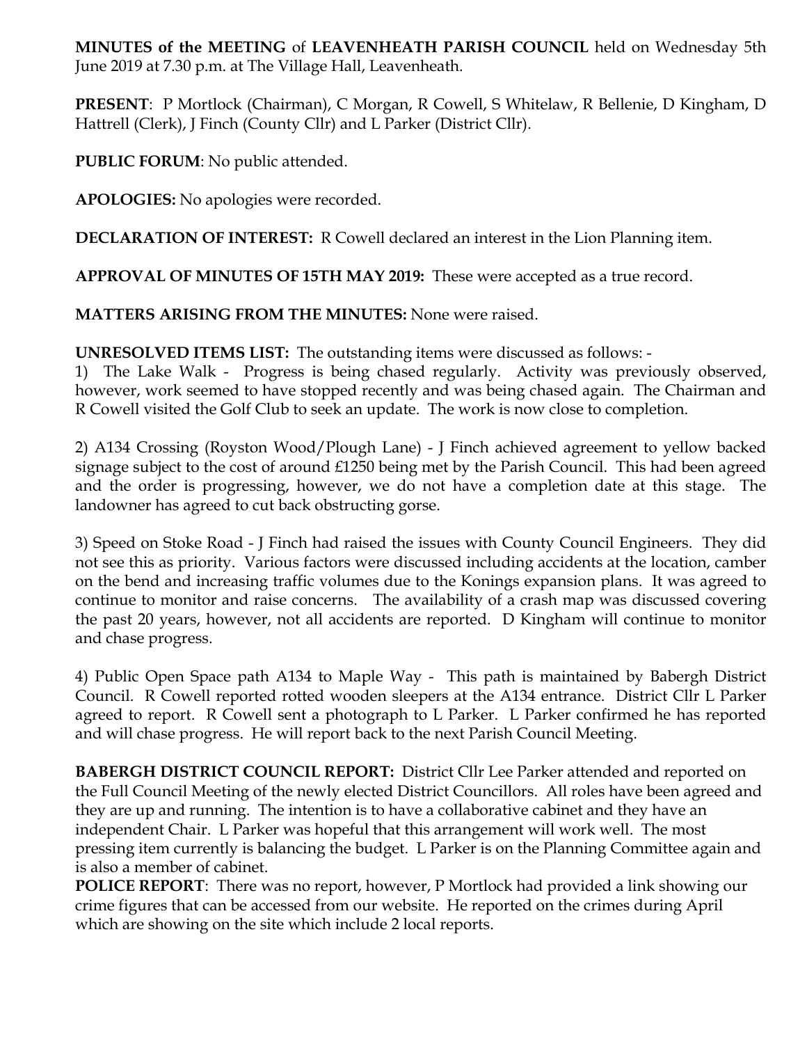**MINUTES of the MEETING** of **LEAVENHEATH PARISH COUNCIL** held on Wednesday 5th June 2019 at 7.30 p.m. at The Village Hall, Leavenheath.

**PRESENT**: P Mortlock (Chairman), C Morgan, R Cowell, S Whitelaw, R Bellenie, D Kingham, D Hattrell (Clerk), J Finch (County Cllr) and L Parker (District Cllr).

**PUBLIC FORUM**: No public attended.

**APOLOGIES:** No apologies were recorded.

**DECLARATION OF INTEREST:** R Cowell declared an interest in the Lion Planning item.

**APPROVAL OF MINUTES OF 15TH MAY 2019:** These were accepted as a true record.

**MATTERS ARISING FROM THE MINUTES:** None were raised.

**UNRESOLVED ITEMS LIST:** The outstanding items were discussed as follows: -

1) The Lake Walk - Progress is being chased regularly. Activity was previously observed, however, work seemed to have stopped recently and was being chased again. The Chairman and R Cowell visited the Golf Club to seek an update. The work is now close to completion.

2) A134 Crossing (Royston Wood/Plough Lane) - J Finch achieved agreement to yellow backed signage subject to the cost of around £1250 being met by the Parish Council. This had been agreed and the order is progressing, however, we do not have a completion date at this stage. The landowner has agreed to cut back obstructing gorse.

3) Speed on Stoke Road - J Finch had raised the issues with County Council Engineers. They did not see this as priority. Various factors were discussed including accidents at the location, camber on the bend and increasing traffic volumes due to the Konings expansion plans. It was agreed to continue to monitor and raise concerns. The availability of a crash map was discussed covering the past 20 years, however, not all accidents are reported. D Kingham will continue to monitor and chase progress.

4) Public Open Space path A134 to Maple Way - This path is maintained by Babergh District Council. R Cowell reported rotted wooden sleepers at the A134 entrance. District Cllr L Parker agreed to report. R Cowell sent a photograph to L Parker. L Parker confirmed he has reported and will chase progress. He will report back to the next Parish Council Meeting.

**BABERGH DISTRICT COUNCIL REPORT:** District Cllr Lee Parker attended and reported on the Full Council Meeting of the newly elected District Councillors. All roles have been agreed and they are up and running. The intention is to have a collaborative cabinet and they have an independent Chair. L Parker was hopeful that this arrangement will work well. The most pressing item currently is balancing the budget. L Parker is on the Planning Committee again and is also a member of cabinet.

**POLICE REPORT**: There was no report, however, P Mortlock had provided a link showing our crime figures that can be accessed from our website. He reported on the crimes during April which are showing on the site which include 2 local reports.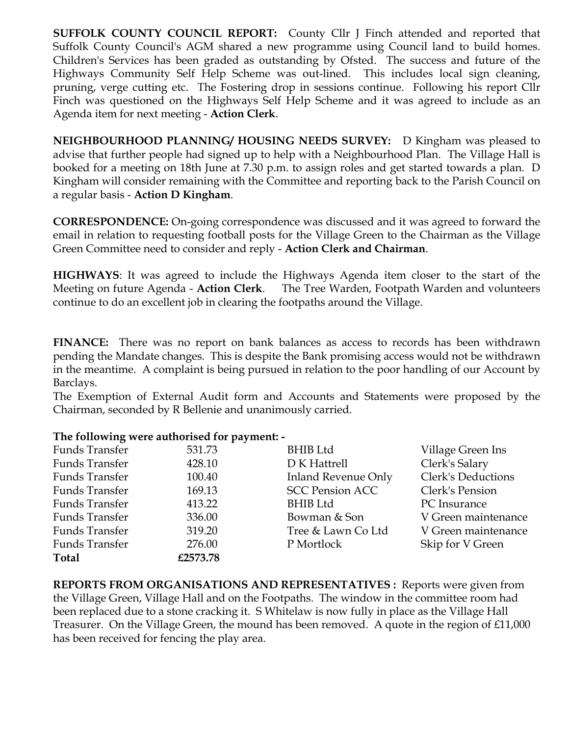**SUFFOLK COUNTY COUNCIL REPORT:** County Cllr J Finch attended and reported that Suffolk County Council's AGM shared a new programme using Council land to build homes. Children's Services has been graded as outstanding by Ofsted. The success and future of the Highways Community Self Help Scheme was out-lined. This includes local sign cleaning, pruning, verge cutting etc. The Fostering drop in sessions continue. Following his report Cllr Finch was questioned on the Highways Self Help Scheme and it was agreed to include as an Agenda item for next meeting - **Action Clerk**.

**NEIGHBOURHOOD PLANNING/ HOUSING NEEDS SURVEY:** D Kingham was pleased to advise that further people had signed up to help with a Neighbourhood Plan. The Village Hall is booked for a meeting on 18th June at 7.30 p.m. to assign roles and get started towards a plan. D Kingham will consider remaining with the Committee and reporting back to the Parish Council on a regular basis - **Action D Kingham**.

**CORRESPONDENCE:** On-going correspondence was discussed and it was agreed to forward the email in relation to requesting football posts for the Village Green to the Chairman as the Village Green Committee need to consider and reply - **Action Clerk and Chairman**.

**HIGHWAYS**: It was agreed to include the Highways Agenda item closer to the start of the Meeting on future Agenda - **Action Clerk**. The Tree Warden, Footpath Warden and volunteers continue to do an excellent job in clearing the footpaths around the Village.

**FINANCE:** There was no report on bank balances as access to records has been withdrawn pending the Mandate changes. This is despite the Bank promising access would not be withdrawn in the meantime. A complaint is being pursued in relation to the poor handling of our Account by Barclays.
The Exemption of External Audit form and Accounts and Statements were proposed by the Chairman, seconded by R Bellenie and unanimously carried.

**The following were authorised for payment: -**

| | | | |
|---|---|---|---|
| Funds Transfer | 531.73 | BHIB Ltd | Village Green Ins |
| Funds Transfer | 428.10 | D K Hattrell | Clerk's Salary |
| Funds Transfer | 100.40 | Inland Revenue Only | Clerk's Deductions |
| Funds Transfer | 169.13 | SCC Pension ACC | Clerk's Pension |
| Funds Transfer | 413.22 | BHIB Ltd | PC Insurance |
| Funds Transfer | 336.00 | Bowman & Son | V Green maintenance |
| Funds Transfer | 319.20 | Tree & Lawn Co Ltd | V Green maintenance |
| Funds Transfer | 276.00 | P Mortlock | Skip for V Green |
| **Total** | **£2573.78** | | |

**REPORTS FROM ORGANISATIONS AND REPRESENTATIVES :** Reports were given from the Village Green, Village Hall and on the Footpaths. The window in the committee room had been replaced due to a stone cracking it. S Whitelaw is now fully in place as the Village Hall Treasurer. On the Village Green, the mound has been removed. A quote in the region of £11,000 has been received for fencing the play area.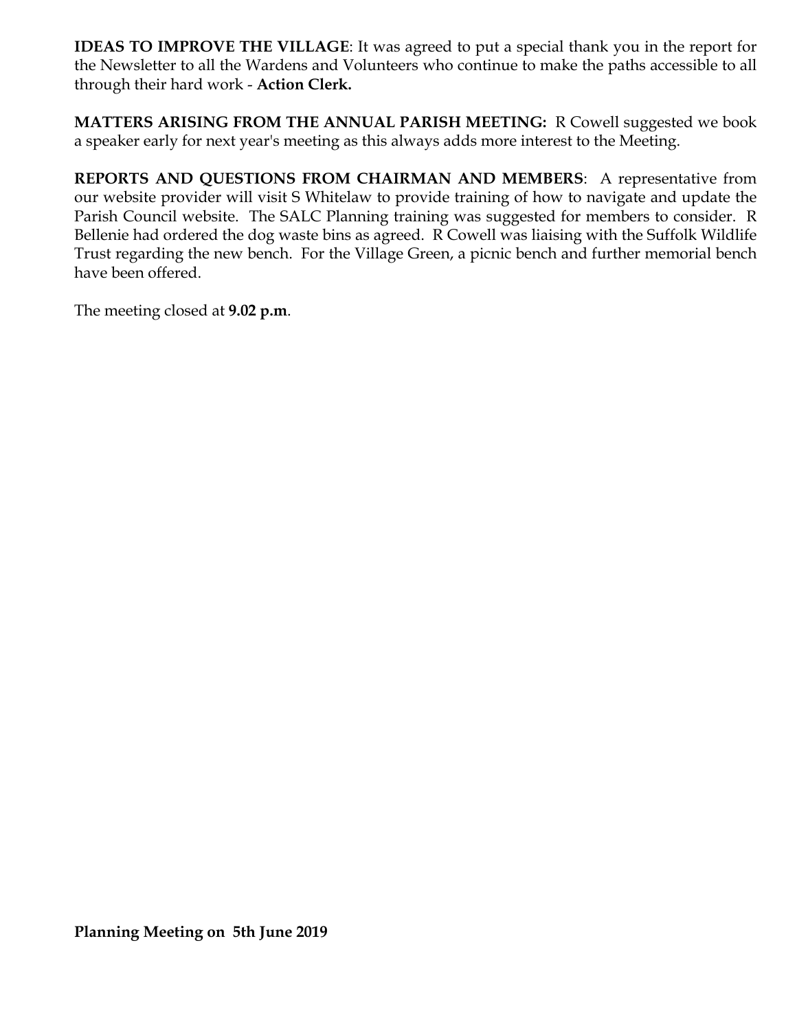**IDEAS TO IMPROVE THE VILLAGE**: It was agreed to put a special thank you in the report for the Newsletter to all the Wardens and Volunteers who continue to make the paths accessible to all through their hard work - **Action Clerk.**

**MATTERS ARISING FROM THE ANNUAL PARISH MEETING:** R Cowell suggested we book a speaker early for next year's meeting as this always adds more interest to the Meeting.

**REPORTS AND QUESTIONS FROM CHAIRMAN AND MEMBERS**: A representative from our website provider will visit S Whitelaw to provide training of how to navigate and update the Parish Council website. The SALC Planning training was suggested for members to consider. R Bellenie had ordered the dog waste bins as agreed. R Cowell was liaising with the Suffolk Wildlife Trust regarding the new bench. For the Village Green, a picnic bench and further memorial bench have been offered.

The meeting closed at **9.02 p.m**.

**Planning Meeting on 5th June 2019**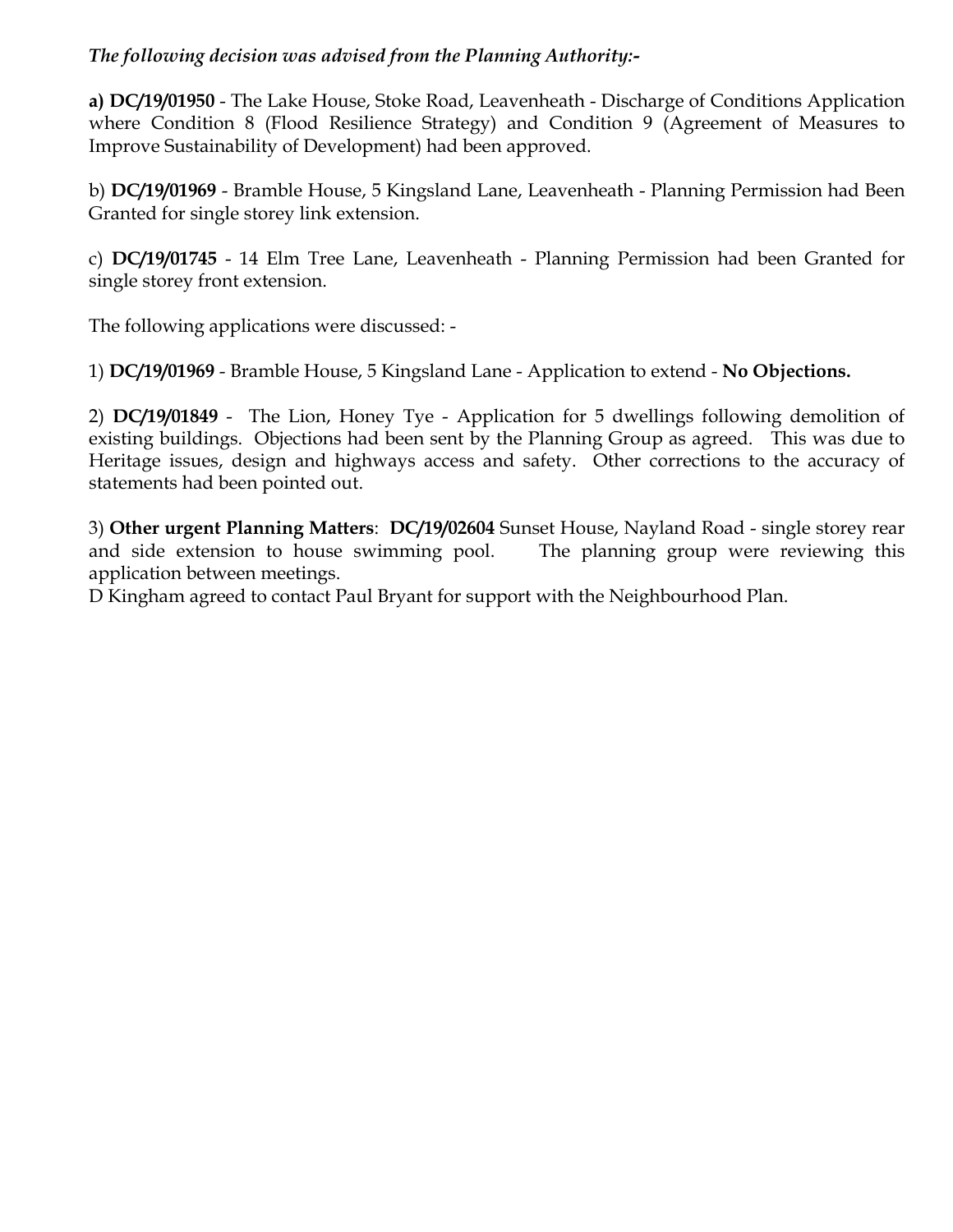*The following decision was advised from the Planning Authority:-*

**a) DC/19/01950** - The Lake House, Stoke Road, Leavenheath - Discharge of Conditions Application where Condition 8 (Flood Resilience Strategy) and Condition 9 (Agreement of Measures to Improve Sustainability of Development) had been approved.

b) **DC/19/01969** - Bramble House, 5 Kingsland Lane, Leavenheath - Planning Permission had Been Granted for single storey link extension.

c) **DC/19/01745** - 14 Elm Tree Lane, Leavenheath - Planning Permission had been Granted for single storey front extension.

The following applications were discussed: -

1) **DC/19/01969** - Bramble House, 5 Kingsland Lane - Application to extend - **No Objections.**

2) **DC/19/01849** - The Lion, Honey Tye - Application for 5 dwellings following demolition of existing buildings. Objections had been sent by the Planning Group as agreed. This was due to Heritage issues, design and highways access and safety. Other corrections to the accuracy of statements had been pointed out.

3) **Other urgent Planning Matters**: **DC/19/02604** Sunset House, Nayland Road - single storey rear and side extension to house swimming pool. The planning group were reviewing this application between meetings.

D Kingham agreed to contact Paul Bryant for support with the Neighbourhood Plan.